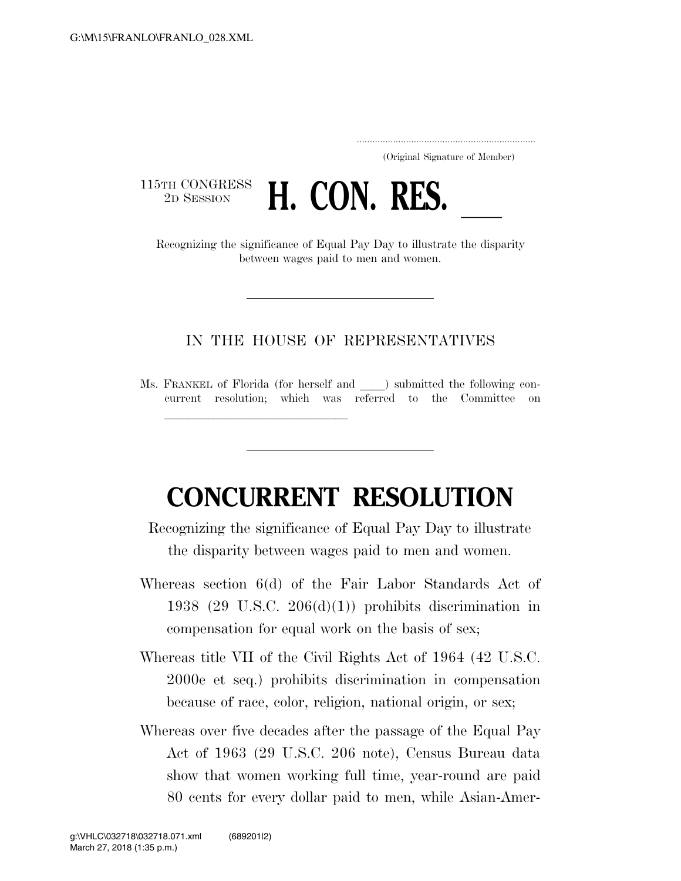.....................................................................

(Original Signature of Member)

115TH CONGRESS
2D SESSION

# H. CON. RES. \_\_\_

Recognizing the significance of Equal Pay Day to illustrate the disparity between wages paid to men and women.

---

IN THE HOUSE OF REPRESENTATIVES

Ms. FRANKEL of Florida (for herself and \_\_\_\_) submitted the following concurrent resolution; which was referred to the Committee on \_\_\_\_\_\_\_\_\_\_\_\_\_\_\_\_\_\_\_\_\_\_\_\_\_\_\_\_\_\_

---

# CONCURRENT RESOLUTION

Recognizing the significance of Equal Pay Day to illustrate the disparity between wages paid to men and women.

Whereas section 6(d) of the Fair Labor Standards Act of 1938 (29 U.S.C. 206(d)(1)) prohibits discrimination in compensation for equal work on the basis of sex;

Whereas title VII of the Civil Rights Act of 1964 (42 U.S.C. 2000e et seq.) prohibits discrimination in compensation because of race, color, religion, national origin, or sex;

Whereas over five decades after the passage of the Equal Pay Act of 1963 (29 U.S.C. 206 note), Census Bureau data show that women working full time, year-round are paid 80 cents for every dollar paid to men, while Asian-Amer-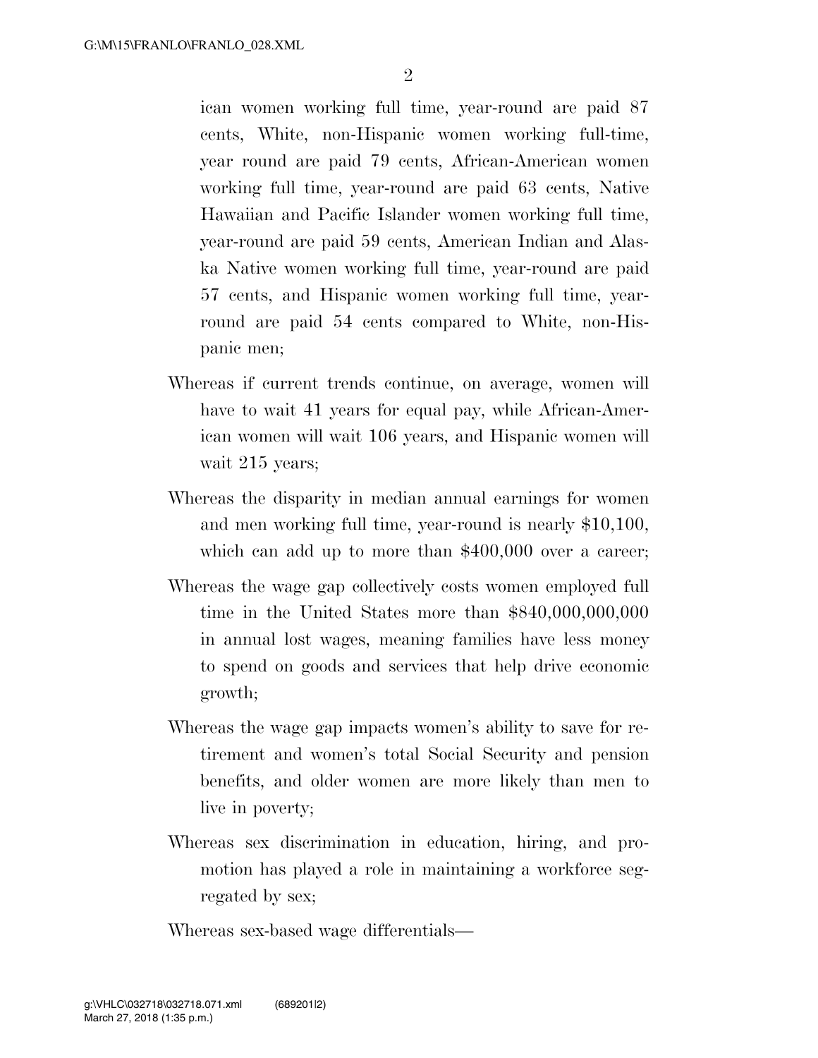ican women working full time, year-round are paid 87 cents, White, non-Hispanic women working full-time, year round are paid 79 cents, African-American women working full time, year-round are paid 63 cents, Native Hawaiian and Pacific Islander women working full time, year-round are paid 59 cents, American Indian and Alaska Native women working full time, year-round are paid 57 cents, and Hispanic women working full time, year-round are paid 54 cents compared to White, non-Hispanic men;

Whereas if current trends continue, on average, women will have to wait 41 years for equal pay, while African-American women will wait 106 years, and Hispanic women will wait 215 years;

Whereas the disparity in median annual earnings for women and men working full time, year-round is nearly $10,100, which can add up to more than $400,000 over a career;

Whereas the wage gap collectively costs women employed full time in the United States more than $840,000,000,000 in annual lost wages, meaning families have less money to spend on goods and services that help drive economic growth;

Whereas the wage gap impacts women's ability to save for retirement and women's total Social Security and pension benefits, and older women are more likely than men to live in poverty;

Whereas sex discrimination in education, hiring, and promotion has played a role in maintaining a workforce segregated by sex;

Whereas sex-based wage differentials—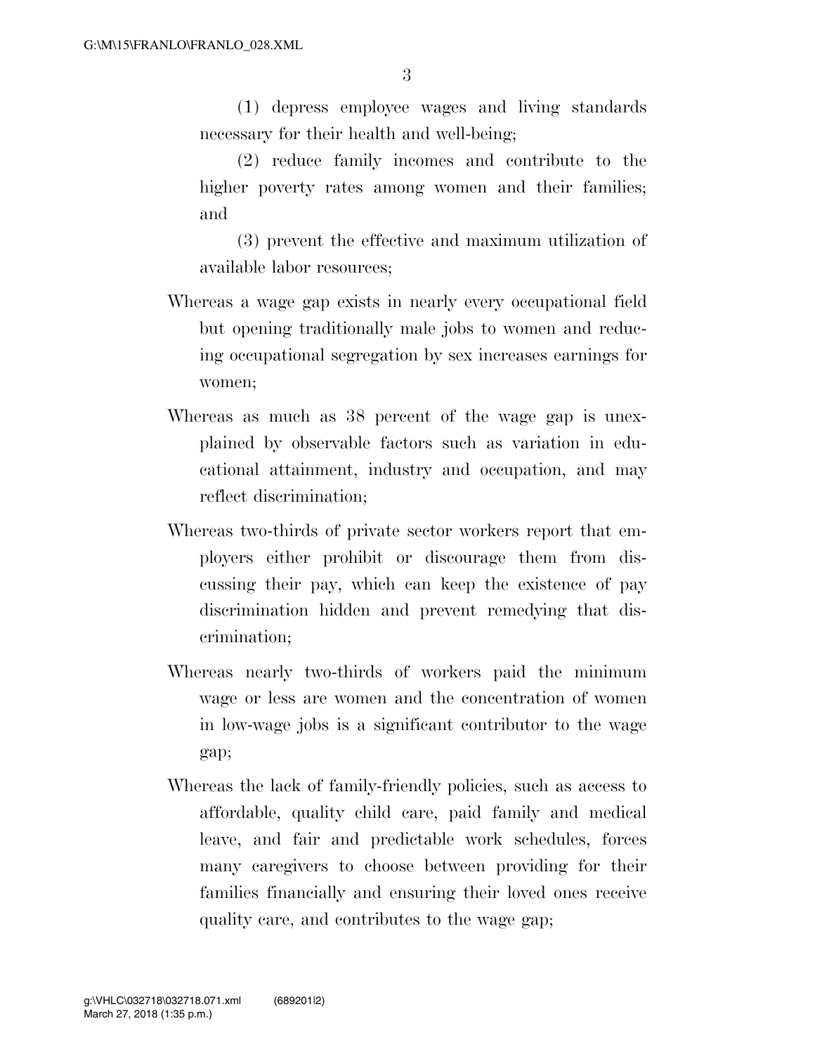(1) depress employee wages and living standards necessary for their health and well-being;

(2) reduce family incomes and contribute to the higher poverty rates among women and their families; and

(3) prevent the effective and maximum utilization of available labor resources;

Whereas a wage gap exists in nearly every occupational field but opening traditionally male jobs to women and reducing occupational segregation by sex increases earnings for women;

Whereas as much as 38 percent of the wage gap is unexplained by observable factors such as variation in educational attainment, industry and occupation, and may reflect discrimination;

Whereas two-thirds of private sector workers report that employers either prohibit or discourage them from discussing their pay, which can keep the existence of pay discrimination hidden and prevent remedying that discrimination;

Whereas nearly two-thirds of workers paid the minimum wage or less are women and the concentration of women in low-wage jobs is a significant contributor to the wage gap;

Whereas the lack of family-friendly policies, such as access to affordable, quality child care, paid family and medical leave, and fair and predictable work schedules, forces many caregivers to choose between providing for their families financially and ensuring their loved ones receive quality care, and contributes to the wage gap;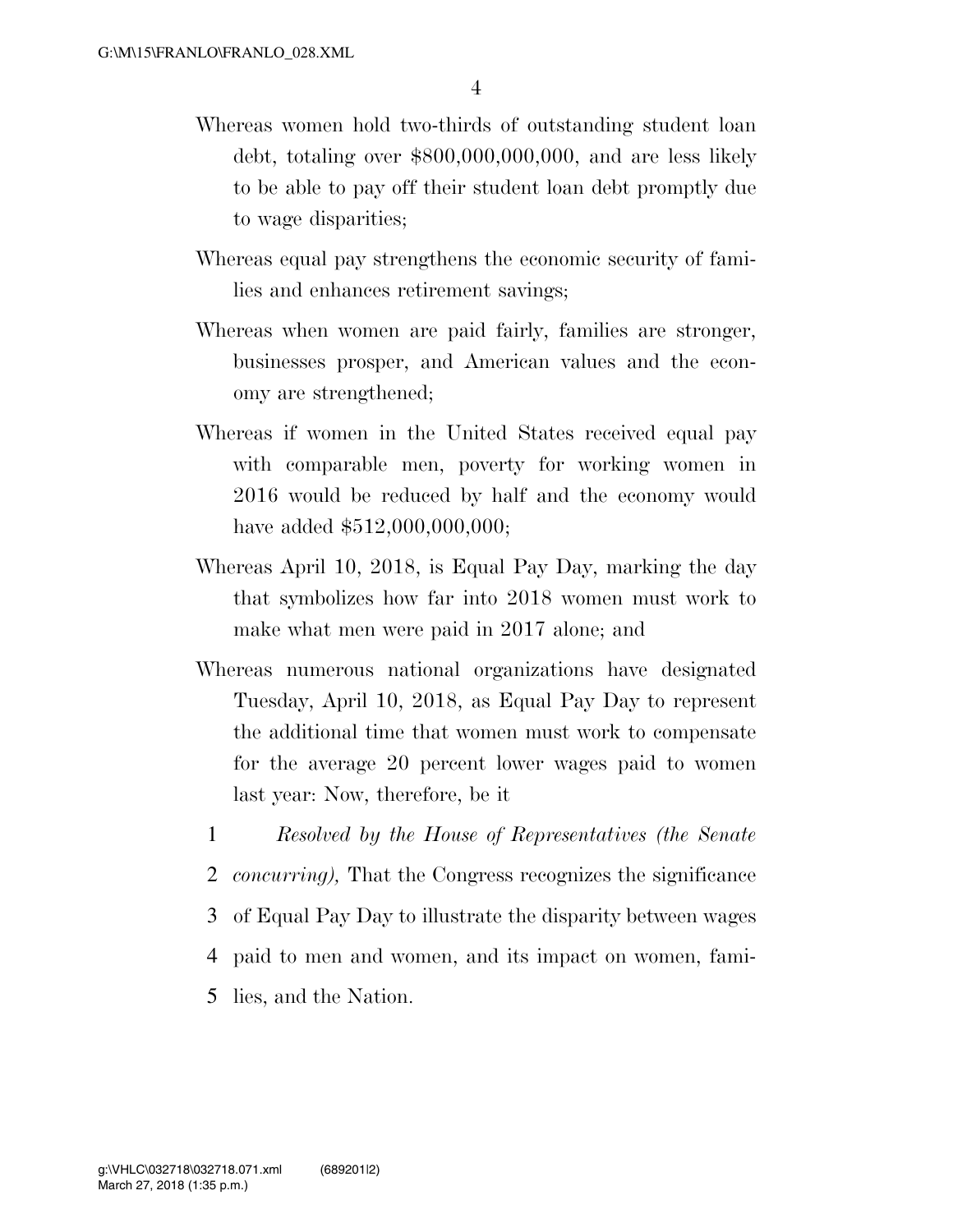Whereas women hold two-thirds of outstanding student loan debt, totaling over $800,000,000,000, and are less likely to be able to pay off their student loan debt promptly due to wage disparities;

Whereas equal pay strengthens the economic security of families and enhances retirement savings;

Whereas when women are paid fairly, families are stronger, businesses prosper, and American values and the economy are strengthened;

Whereas if women in the United States received equal pay with comparable men, poverty for working women in 2016 would be reduced by half and the economy would have added $512,000,000,000;

Whereas April 10, 2018, is Equal Pay Day, marking the day that symbolizes how far into 2018 women must work to make what men were paid in 2017 alone; and

Whereas numerous national organizations have designated Tuesday, April 10, 2018, as Equal Pay Day to represent the additional time that women must work to compensate for the average 20 percent lower wages paid to women last year: Now, therefore, be it

1 *Resolved by the House of Representatives (the Senate*
2 *concurring),* That the Congress recognizes the significance
3 of Equal Pay Day to illustrate the disparity between wages
4 paid to men and women, and its impact on women, fami-
5 lies, and the Nation.